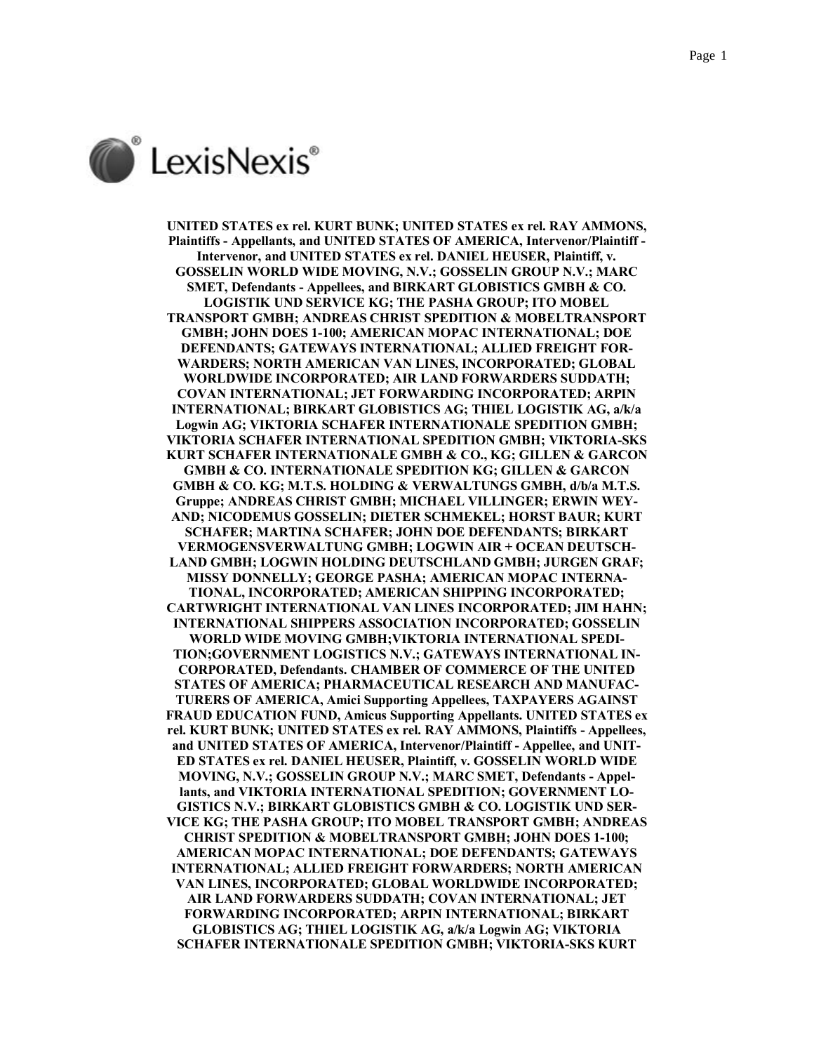**UNITED STATES ex rel. KURT BUNK; UNITED STATES ex rel. RAY AMMONS, Plaintiffs - Appellants, and UNITED STATES OF AMERICA, Intervenor/Plaintiff - Intervenor, and UNITED STATES ex rel. DANIEL HEUSER, Plaintiff, v. GOSSELIN WORLD WIDE MOVING, N.V.; GOSSELIN GROUP N.V.; MARC SMET, Defendants - Appellees, and BIRKART GLOBISTICS GMBH & CO. LOGISTIK UND SERVICE KG; THE PASHA GROUP; ITO MOBEL TRANSPORT GMBH; ANDREAS CHRIST SPEDITION & MOBELTRANSPORT GMBH; JOHN DOES 1-100; AMERICAN MOPAC INTERNATIONAL; DOE DEFENDANTS; GATEWAYS INTERNATIONAL; ALLIED FREIGHT FORWARDERS; NORTH AMERICAN VAN LINES, INCORPORATED; GLOBAL WORLDWIDE INCORPORATED; AIR LAND FORWARDERS SUDDATH; COVAN INTERNATIONAL; JET FORWARDING INCORPORATED; ARPIN INTERNATIONAL; BIRKART GLOBISTICS AG; THIEL LOGISTIK AG, a/k/a Logwin AG; VIKTORIA SCHAFER INTERNATIONALE SPEDITION GMBH; VIKTORIA SCHAFER INTERNATIONAL SPEDITION GMBH; VIKTORIA-SKS KURT SCHAFER INTERNATIONALE GMBH & CO., KG; GILLEN & GARCON GMBH & CO. INTERNATIONALE SPEDITION KG; GILLEN & GARCON GMBH & CO. KG; M.T.S. HOLDING & VERWALTUNGS GMBH, d/b/a M.T.S. Gruppe; ANDREAS CHRIST GMBH; MICHAEL VILLINGER; ERWIN WEYAND; NICODEMUS GOSSELIN; DIETER SCHMEKEL; HORST BAUR; KURT SCHAFER; MARTINA SCHAFER; JOHN DOE DEFENDANTS; BIRKART VERMOGENSVERWALTUNG GMBH; LOGWIN AIR + OCEAN DEUTSCHLAND GMBH; LOGWIN HOLDING DEUTSCHLAND GMBH; JURGEN GRAF; MISSY DONNELLY; GEORGE PASHA; AMERICAN MOPAC INTERNATIONAL, INCORPORATED; AMERICAN SHIPPING INCORPORATED; CARTWRIGHT INTERNATIONAL VAN LINES INCORPORATED; JIM HAHN; INTERNATIONAL SHIPPERS ASSOCIATION INCORPORATED; GOSSELIN WORLD WIDE MOVING GMBH;VIKTORIA INTERNATIONAL SPEDITION;GOVERNMENT LOGISTICS N.V.; GATEWAYS INTERNATIONAL INCORPORATED, Defendants. CHAMBER OF COMMERCE OF THE UNITED STATES OF AMERICA; PHARMACEUTICAL RESEARCH AND MANUFACTURERS OF AMERICA, Amici Supporting Appellees, TAXPAYERS AGAINST FRAUD EDUCATION FUND, Amicus Supporting Appellants. UNITED STATES ex rel. KURT BUNK; UNITED STATES ex rel. RAY AMMONS, Plaintiffs - Appellees, and UNITED STATES OF AMERICA, Intervenor/Plaintiff - Appellee, and UNITED STATES ex rel. DANIEL HEUSER, Plaintiff, v. GOSSELIN WORLD WIDE MOVING, N.V.; GOSSELIN GROUP N.V.; MARC SMET, Defendants - Appellants, and VIKTORIA INTERNATIONAL SPEDITION; GOVERNMENT LOGISTICS N.V.; BIRKART GLOBISTICS GMBH & CO. LOGISTIK UND SERVICE KG; THE PASHA GROUP; ITO MOBEL TRANSPORT GMBH; ANDREAS CHRIST SPEDITION & MOBELTRANSPORT GMBH; JOHN DOES 1-100; AMERICAN MOPAC INTERNATIONAL; DOE DEFENDANTS; GATEWAYS INTERNATIONAL; ALLIED FREIGHT FORWARDERS; NORTH AMERICAN VAN LINES, INCORPORATED; GLOBAL WORLDWIDE INCORPORATED; AIR LAND FORWARDERS SUDDATH; COVAN INTERNATIONAL; JET FORWARDING INCORPORATED; ARPIN INTERNATIONAL; BIRKART GLOBISTICS AG; THIEL LOGISTIK AG, a/k/a Logwin AG; VIKTORIA SCHAFER INTERNATIONALE SPEDITION GMBH; VIKTORIA-SKS KURT**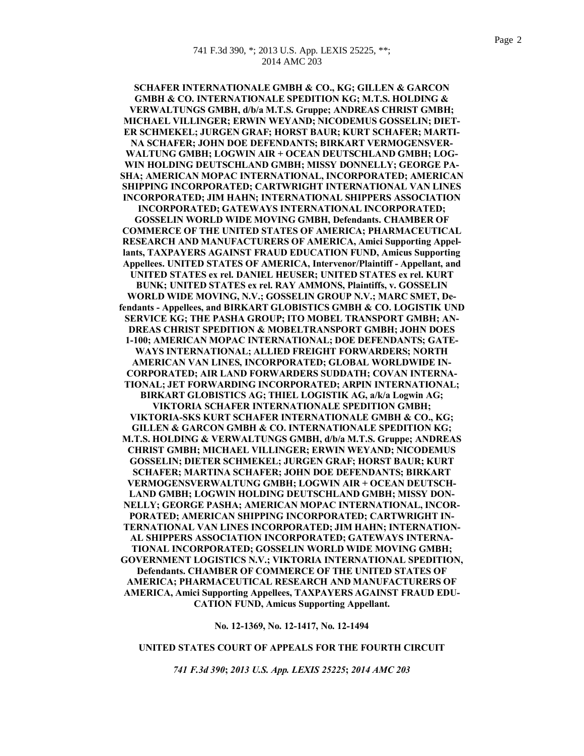**SCHAFER INTERNATIONALE GMBH & CO., KG; GILLEN & GARCON GMBH & CO. INTERNATIONALE SPEDITION KG; M.T.S. HOLDING & VERWALTUNGS GMBH, d/b/a M.T.S. Gruppe; ANDREAS CHRIST GMBH; MICHAEL VILLINGER; ERWIN WEYAND; NICODEMUS GOSSELIN; DIETER SCHMEKEL; JURGEN GRAF; HORST BAUR; KURT SCHAFER; MARTINA SCHAFER; JOHN DOE DEFENDANTS; BIRKART VERMOGENSVERWALTUNG GMBH; LOGWIN AIR + OCEAN DEUTSCHLAND GMBH; LOGWIN HOLDING DEUTSCHLAND GMBH; MISSY DONNELLY; GEORGE PASHA; AMERICAN MOPAC INTERNATIONAL, INCORPORATED; AMERICAN SHIPPING INCORPORATED; CARTWRIGHT INTERNATIONAL VAN LINES INCORPORATED; JIM HAHN; INTERNATIONAL SHIPPERS ASSOCIATION INCORPORATED; GATEWAYS INTERNATIONAL INCORPORATED; GOSSELIN WORLD WIDE MOVING GMBH, Defendants. CHAMBER OF COMMERCE OF THE UNITED STATES OF AMERICA; PHARMACEUTICAL RESEARCH AND MANUFACTURERS OF AMERICA, Amici Supporting Appellants, TAXPAYERS AGAINST FRAUD EDUCATION FUND, Amicus Supporting Appellees. UNITED STATES OF AMERICA, Intervenor/Plaintiff - Appellant, and UNITED STATES ex rel. DANIEL HEUSER; UNITED STATES ex rel. KURT BUNK; UNITED STATES ex rel. RAY AMMONS, Plaintiffs, v. GOSSELIN WORLD WIDE MOVING, N.V.; GOSSELIN GROUP N.V.; MARC SMET, Defendants - Appellees, and BIRKART GLOBISTICS GMBH & CO. LOGISTIK UND SERVICE KG; THE PASHA GROUP; ITO MOBEL TRANSPORT GMBH; ANDREAS CHRIST SPEDITION & MOBELTRANSPORT GMBH; JOHN DOES 1-100; AMERICAN MOPAC INTERNATIONAL; DOE DEFENDANTS; GATEWAYS INTERNATIONAL; ALLIED FREIGHT FORWARDERS; NORTH AMERICAN VAN LINES, INCORPORATED; GLOBAL WORLDWIDE INCORPORATED; AIR LAND FORWARDERS SUDDATH; COVAN INTERNATIONAL; JET FORWARDING INCORPORATED; ARPIN INTERNATIONAL; BIRKART GLOBISTICS AG; THIEL LOGISTIK AG, a/k/a Logwin AG; VIKTORIA SCHAFER INTERNATIONALE SPEDITION GMBH; VIKTORIA-SKS KURT SCHAFER INTERNATIONALE GMBH & CO., KG; GILLEN & GARCON GMBH & CO. INTERNATIONALE SPEDITION KG; M.T.S. HOLDING & VERWALTUNGS GMBH, d/b/a M.T.S. Gruppe; ANDREAS CHRIST GMBH; MICHAEL VILLINGER; ERWIN WEYAND; NICODEMUS GOSSELIN; DIETER SCHMEKEL; JURGEN GRAF; HORST BAUR; KURT SCHAFER; MARTINA SCHAFER; JOHN DOE DEFENDANTS; BIRKART VERMOGENSVERWALTUNG GMBH; LOGWIN AIR + OCEAN DEUTSCHLAND GMBH; LOGWIN HOLDING DEUTSCHLAND GMBH; MISSY DONNELLY; GEORGE PASHA; AMERICAN MOPAC INTERNATIONAL, INCORPORATED; AMERICAN SHIPPING INCORPORATED; CARTWRIGHT INTERNATIONAL VAN LINES INCORPORATED; JIM HAHN; INTERNATIONAL SHIPPERS ASSOCIATION INCORPORATED; GATEWAYS INTERNATIONAL INCORPORATED; GOSSELIN WORLD WIDE MOVING GMBH; GOVERNMENT LOGISTICS N.V.; VIKTORIA INTERNATIONAL SPEDITION, Defendants. CHAMBER OF COMMERCE OF THE UNITED STATES OF AMERICA; PHARMACEUTICAL RESEARCH AND MANUFACTURERS OF AMERICA, Amici Supporting Appellees, TAXPAYERS AGAINST FRAUD EDUCATION FUND, Amicus Supporting Appellant.**

**No. 12-1369, No. 12-1417, No. 12-1494**

**UNITED STATES COURT OF APPEALS FOR THE FOURTH CIRCUIT**

***741 F.3d 390*; *2013 U.S. App. LEXIS 25225*; *2014 AMC 203***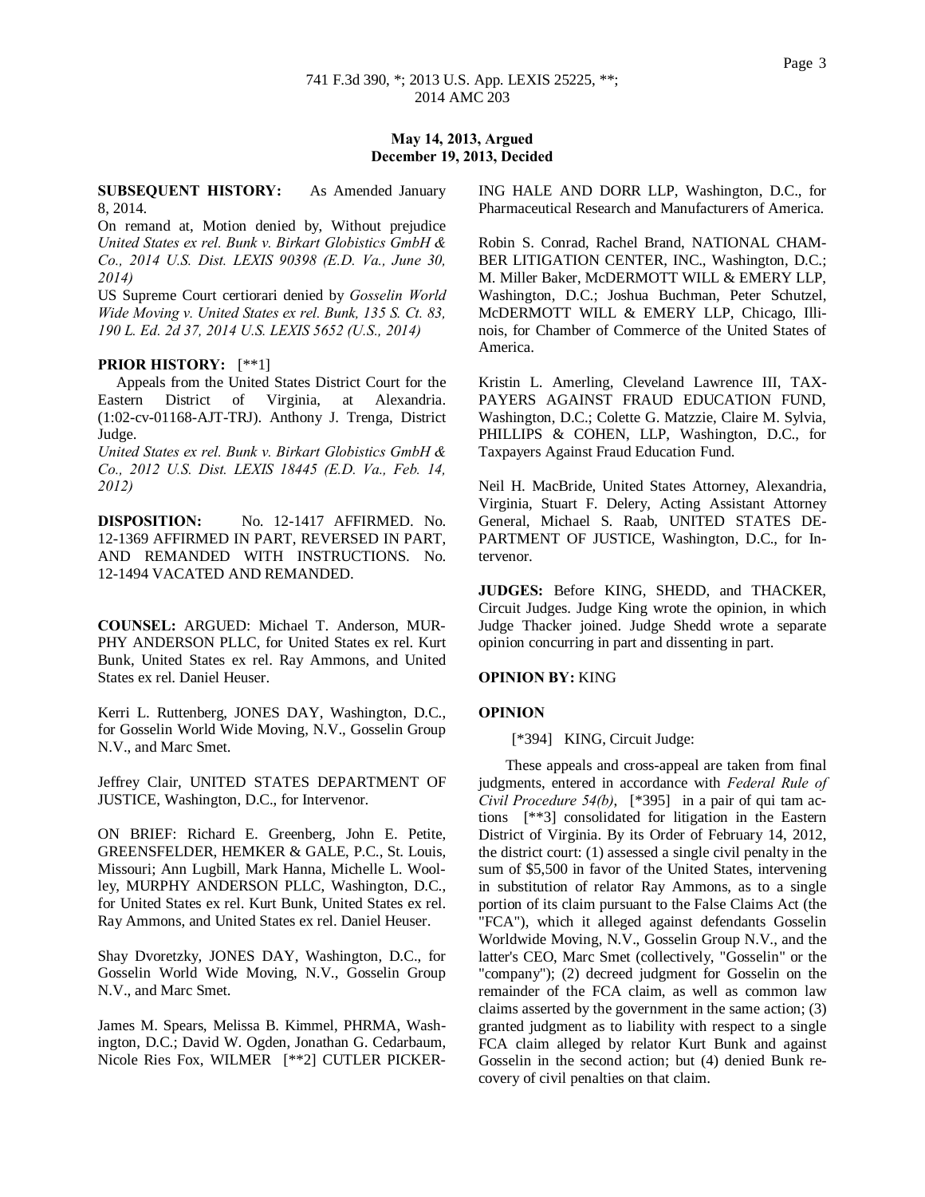**May 14, 2013, Argued**
**December 19, 2013, Decided**

**SUBSEQUENT HISTORY:** As Amended January 8, 2014.

On remand at, Motion denied by, Without prejudice *United States ex rel. Bunk v. Birkart Globistics GmbH & Co., 2014 U.S. Dist. LEXIS 90398 (E.D. Va., June 30, 2014)*

US Supreme Court certiorari denied by *Gosselin World Wide Moving v. United States ex rel. Bunk, 135 S. Ct. 83, 190 L. Ed. 2d 37, 2014 U.S. LEXIS 5652 (U.S., 2014)*

**PRIOR HISTORY:** [**1]

Appeals from the United States District Court for the Eastern District of Virginia, at Alexandria. (1:02-cv-01168-AJT-TRJ). Anthony J. Trenga, District Judge.

*United States ex rel. Bunk v. Birkart Globistics GmbH & Co., 2012 U.S. Dist. LEXIS 18445 (E.D. Va., Feb. 14, 2012)*

**DISPOSITION:** No. 12-1417 AFFIRMED. No. 12-1369 AFFIRMED IN PART, REVERSED IN PART, AND REMANDED WITH INSTRUCTIONS. No. 12-1494 VACATED AND REMANDED.

**COUNSEL:** ARGUED: Michael T. Anderson, MURPHY ANDERSON PLLC, for United States ex rel. Kurt Bunk, United States ex rel. Ray Ammons, and United States ex rel. Daniel Heuser.

Kerri L. Ruttenberg, JONES DAY, Washington, D.C., for Gosselin World Wide Moving, N.V., Gosselin Group N.V., and Marc Smet.

Jeffrey Clair, UNITED STATES DEPARTMENT OF JUSTICE, Washington, D.C., for Intervenor.

ON BRIEF: Richard E. Greenberg, John E. Petite, GREENSFELDER, HEMKER & GALE, P.C., St. Louis, Missouri; Ann Lugbill, Mark Hanna, Michelle L. Woolley, MURPHY ANDERSON PLLC, Washington, D.C., for United States ex rel. Kurt Bunk, United States ex rel. Ray Ammons, and United States ex rel. Daniel Heuser.

Shay Dvoretzky, JONES DAY, Washington, D.C., for Gosselin World Wide Moving, N.V., Gosselin Group N.V., and Marc Smet.

James M. Spears, Melissa B. Kimmel, PHRMA, Washington, D.C.; David W. Ogden, Jonathan G. Cedarbaum, Nicole Ries Fox, WILMER [**2] CUTLER PICKERING HALE AND DORR LLP, Washington, D.C., for Pharmaceutical Research and Manufacturers of America.

Robin S. Conrad, Rachel Brand, NATIONAL CHAMBER LITIGATION CENTER, INC., Washington, D.C.; M. Miller Baker, McDERMOTT WILL & EMERY LLP, Washington, D.C.; Joshua Buchman, Peter Schutzel, McDERMOTT WILL & EMERY LLP, Chicago, Illinois, for Chamber of Commerce of the United States of America.

Kristin L. Amerling, Cleveland Lawrence III, TAXPAYERS AGAINST FRAUD EDUCATION FUND, Washington, D.C.; Colette G. Matzzie, Claire M. Sylvia, PHILLIPS & COHEN, LLP, Washington, D.C., for Taxpayers Against Fraud Education Fund.

Neil H. MacBride, United States Attorney, Alexandria, Virginia, Stuart F. Delery, Acting Assistant Attorney General, Michael S. Raab, UNITED STATES DEPARTMENT OF JUSTICE, Washington, D.C., for Intervenor.

**JUDGES:** Before KING, SHEDD, and THACKER, Circuit Judges. Judge King wrote the opinion, in which Judge Thacker joined. Judge Shedd wrote a separate opinion concurring in part and dissenting in part.

**OPINION BY:** KING

**OPINION**

[*394] KING, Circuit Judge:

These appeals and cross-appeal are taken from final judgments, entered in accordance with *Federal Rule of Civil Procedure 54(b)*, [*395] in a pair of qui tam actions [**3] consolidated for litigation in the Eastern District of Virginia. By its Order of February 14, 2012, the district court: (1) assessed a single civil penalty in the sum of $5,500 in favor of the United States, intervening in substitution of relator Ray Ammons, as to a single portion of its claim pursuant to the False Claims Act (the "FCA"), which it alleged against defendants Gosselin Worldwide Moving, N.V., Gosselin Group N.V., and the latter's CEO, Marc Smet (collectively, "Gosselin" or the "company"); (2) decreed judgment for Gosselin on the remainder of the FCA claim, as well as common law claims asserted by the government in the same action; (3) granted judgment as to liability with respect to a single FCA claim alleged by relator Kurt Bunk and against Gosselin in the second action; but (4) denied Bunk recovery of civil penalties on that claim.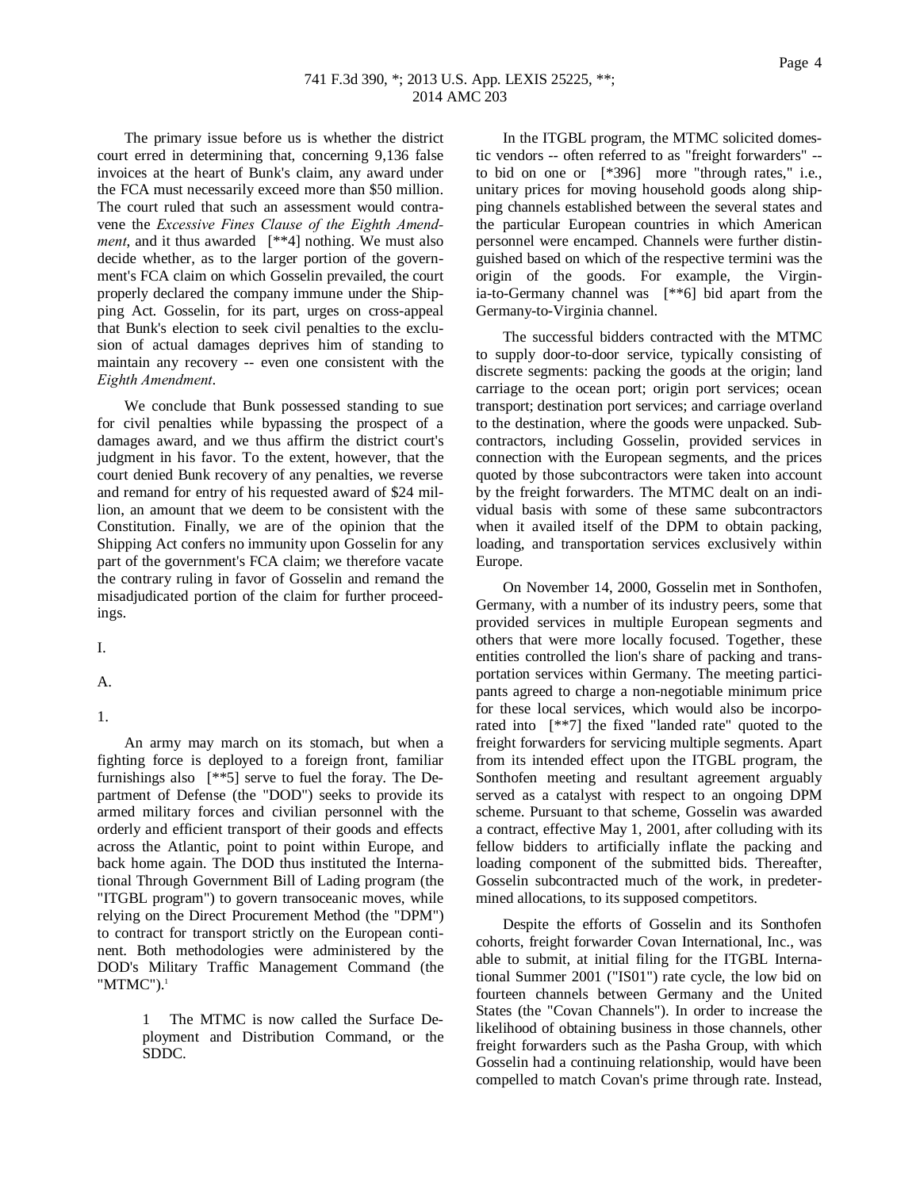The primary issue before us is whether the district court erred in determining that, concerning 9,136 false invoices at the heart of Bunk's claim, any award under the FCA must necessarily exceed more than $50 million. The court ruled that such an assessment would contravene the *Excessive Fines Clause of the Eighth Amendment*, and it thus awarded [**4] nothing. We must also decide whether, as to the larger portion of the government's FCA claim on which Gosselin prevailed, the court properly declared the company immune under the Shipping Act. Gosselin, for its part, urges on cross-appeal that Bunk's election to seek civil penalties to the exclusion of actual damages deprives him of standing to maintain any recovery -- even one consistent with the *Eighth Amendment*.

We conclude that Bunk possessed standing to sue for civil penalties while bypassing the prospect of a damages award, and we thus affirm the district court's judgment in his favor. To the extent, however, that the court denied Bunk recovery of any penalties, we reverse and remand for entry of his requested award of $24 million, an amount that we deem to be consistent with the Constitution. Finally, we are of the opinion that the Shipping Act confers no immunity upon Gosselin for any part of the government's FCA claim; we therefore vacate the contrary ruling in favor of Gosselin and remand the misadjudicated portion of the claim for further proceedings.

I.

A.

1.

An army may march on its stomach, but when a fighting force is deployed to a foreign front, familiar furnishings also [**5] serve to fuel the foray. The Department of Defense (the "DOD") seeks to provide its armed military forces and civilian personnel with the orderly and efficient transport of their goods and effects across the Atlantic, point to point within Europe, and back home again. The DOD thus instituted the International Through Government Bill of Lading program (the "ITGBL program") to govern transoceanic moves, while relying on the Direct Procurement Method (the "DPM") to contract for transport strictly on the European continent. Both methodologies were administered by the DOD's Military Traffic Management Command (the "MTMC").[1]

1 The MTMC is now called the Surface Deployment and Distribution Command, or the SDDC.

In the ITGBL program, the MTMC solicited domestic vendors -- often referred to as "freight forwarders" -- to bid on one or [*396] more "through rates," i.e., unitary prices for moving household goods along shipping channels established between the several states and the particular European countries in which American personnel were encamped. Channels were further distinguished based on which of the respective termini was the origin of the goods. For example, the Virginia-to-Germany channel was [**6] bid apart from the Germany-to-Virginia channel.

The successful bidders contracted with the MTMC to supply door-to-door service, typically consisting of discrete segments: packing the goods at the origin; land carriage to the ocean port; origin port services; ocean transport; destination port services; and carriage overland to the destination, where the goods were unpacked. Subcontractors, including Gosselin, provided services in connection with the European segments, and the prices quoted by those subcontractors were taken into account by the freight forwarders. The MTMC dealt on an individual basis with some of these same subcontractors when it availed itself of the DPM to obtain packing, loading, and transportation services exclusively within Europe.

On November 14, 2000, Gosselin met in Sonthofen, Germany, with a number of its industry peers, some that provided services in multiple European segments and others that were more locally focused. Together, these entities controlled the lion's share of packing and transportation services within Germany. The meeting participants agreed to charge a non-negotiable minimum price for these local services, which would also be incorporated into [**7] the fixed "landed rate" quoted to the freight forwarders for servicing multiple segments. Apart from its intended effect upon the ITGBL program, the Sonthofen meeting and resultant agreement arguably served as a catalyst with respect to an ongoing DPM scheme. Pursuant to that scheme, Gosselin was awarded a contract, effective May 1, 2001, after colluding with its fellow bidders to artificially inflate the packing and loading component of the submitted bids. Thereafter, Gosselin subcontracted much of the work, in predetermined allocations, to its supposed competitors.

Despite the efforts of Gosselin and its Sonthofen cohorts, freight forwarder Covan International, Inc., was able to submit, at initial filing for the ITGBL International Summer 2001 ("IS01") rate cycle, the low bid on fourteen channels between Germany and the United States (the "Covan Channels"). In order to increase the likelihood of obtaining business in those channels, other freight forwarders such as the Pasha Group, with which Gosselin had a continuing relationship, would have been compelled to match Covan's prime through rate. Instead,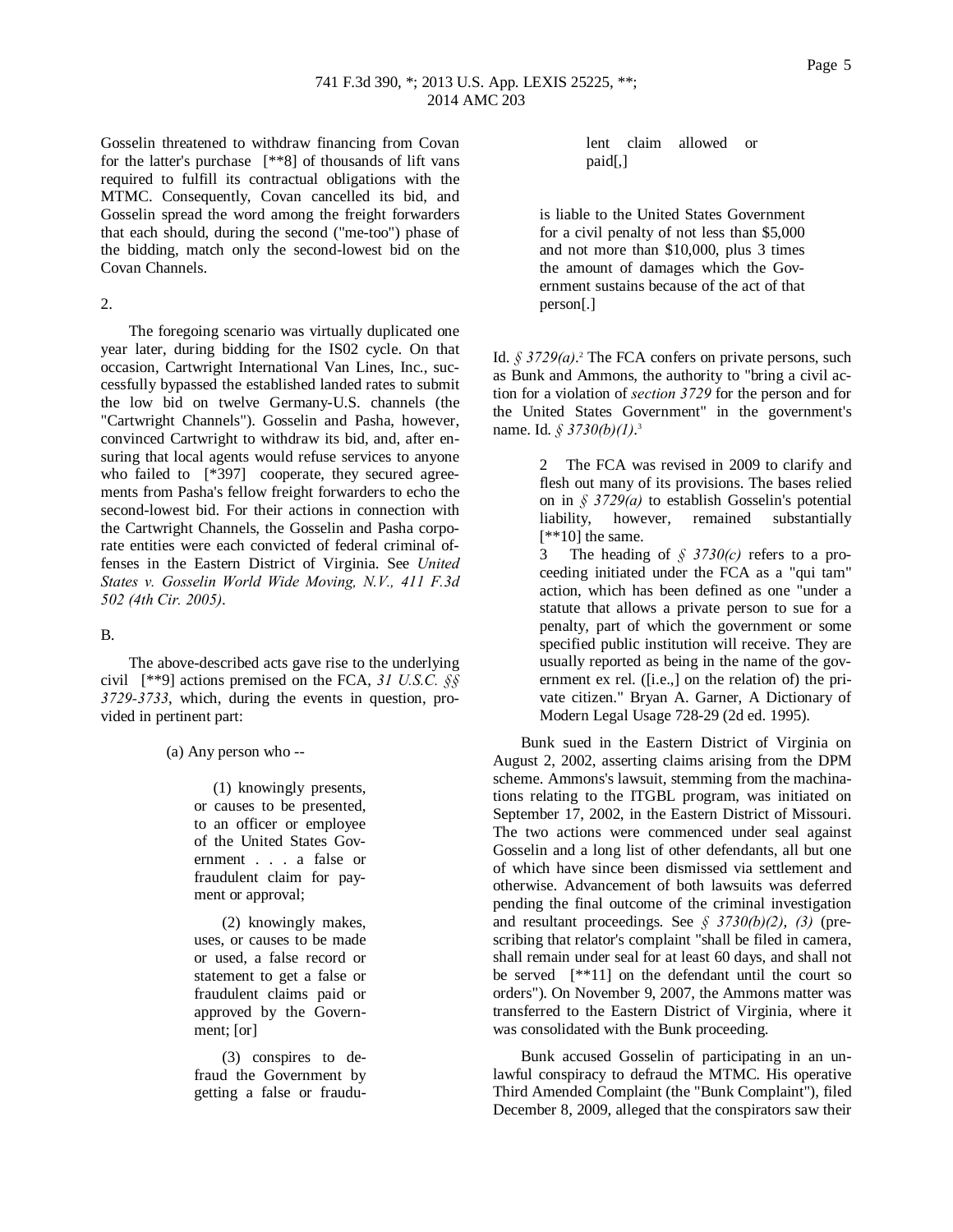Gosselin threatened to withdraw financing from Covan for the latter's purchase [**8] of thousands of lift vans required to fulfill its contractual obligations with the MTMC. Consequently, Covan cancelled its bid, and Gosselin spread the word among the freight forwarders that each should, during the second ("me-too") phase of the bidding, match only the second-lowest bid on the Covan Channels.

2.

The foregoing scenario was virtually duplicated one year later, during bidding for the IS02 cycle. On that occasion, Cartwright International Van Lines, Inc., successfully bypassed the established landed rates to submit the low bid on twelve Germany-U.S. channels (the "Cartwright Channels"). Gosselin and Pasha, however, convinced Cartwright to withdraw its bid, and, after ensuring that local agents would refuse services to anyone who failed to [*397] cooperate, they secured agreements from Pasha's fellow freight forwarders to echo the second-lowest bid. For their actions in connection with the Cartwright Channels, the Gosselin and Pasha corporate entities were each convicted of federal criminal offenses in the Eastern District of Virginia. See *United States v. Gosselin World Wide Moving, N.V., 411 F.3d 502 (4th Cir. 2005)*.

B.

The above-described acts gave rise to the underlying civil [**9] actions premised on the FCA, *31 U.S.C. §§ 3729-3733*, which, during the events in question, provided in pertinent part:

> (a) Any person who --
>
> > (1) knowingly presents, or causes to be presented, to an officer or employee of the United States Government . . . a false or fraudulent claim for payment or approval;
> >
> > (2) knowingly makes, uses, or causes to be made or used, a false record or statement to get a false or fraudulent claims paid or approved by the Government; [or]
> >
> > (3) conspires to defraud the Government by getting a false or fraudulent claim allowed or paid[,]
>
> is liable to the United States Government for a civil penalty of not less than $5,000 and not more than $10,000, plus 3 times the amount of damages which the Government sustains because of the act of that person[.]

Id. *§ 3729(a)*.[2] The FCA confers on private persons, such as Bunk and Ammons, the authority to "bring a civil action for a violation of *section 3729* for the person and for the United States Government" in the government's name. Id. *§ 3730(b)(1)*.[3]

> 2 The FCA was revised in 2009 to clarify and flesh out many of its provisions. The bases relied on in *§ 3729(a)* to establish Gosselin's potential liability, however, remained substantially [**10] the same.
>
> 3 The heading of *§ 3730(c)* refers to a proceeding initiated under the FCA as a "qui tam" action, which has been defined as one "under a statute that allows a private person to sue for a penalty, part of which the government or some specified public institution will receive. They are usually reported as being in the name of the government ex rel. ([i.e.,] on the relation of) the private citizen." Bryan A. Garner, A Dictionary of Modern Legal Usage 728-29 (2d ed. 1995).

Bunk sued in the Eastern District of Virginia on August 2, 2002, asserting claims arising from the DPM scheme. Ammons's lawsuit, stemming from the machinations relating to the ITGBL program, was initiated on September 17, 2002, in the Eastern District of Missouri. The two actions were commenced under seal against Gosselin and a long list of other defendants, all but one of which have since been dismissed via settlement and otherwise. Advancement of both lawsuits was deferred pending the final outcome of the criminal investigation and resultant proceedings. See *§ 3730(b)(2)*, *(3)* (prescribing that relator's complaint "shall be filed in camera, shall remain under seal for at least 60 days, and shall not be served [**11] on the defendant until the court so orders"). On November 9, 2007, the Ammons matter was transferred to the Eastern District of Virginia, where it was consolidated with the Bunk proceeding.

Bunk accused Gosselin of participating in an unlawful conspiracy to defraud the MTMC. His operative Third Amended Complaint (the "Bunk Complaint"), filed December 8, 2009, alleged that the conspirators saw their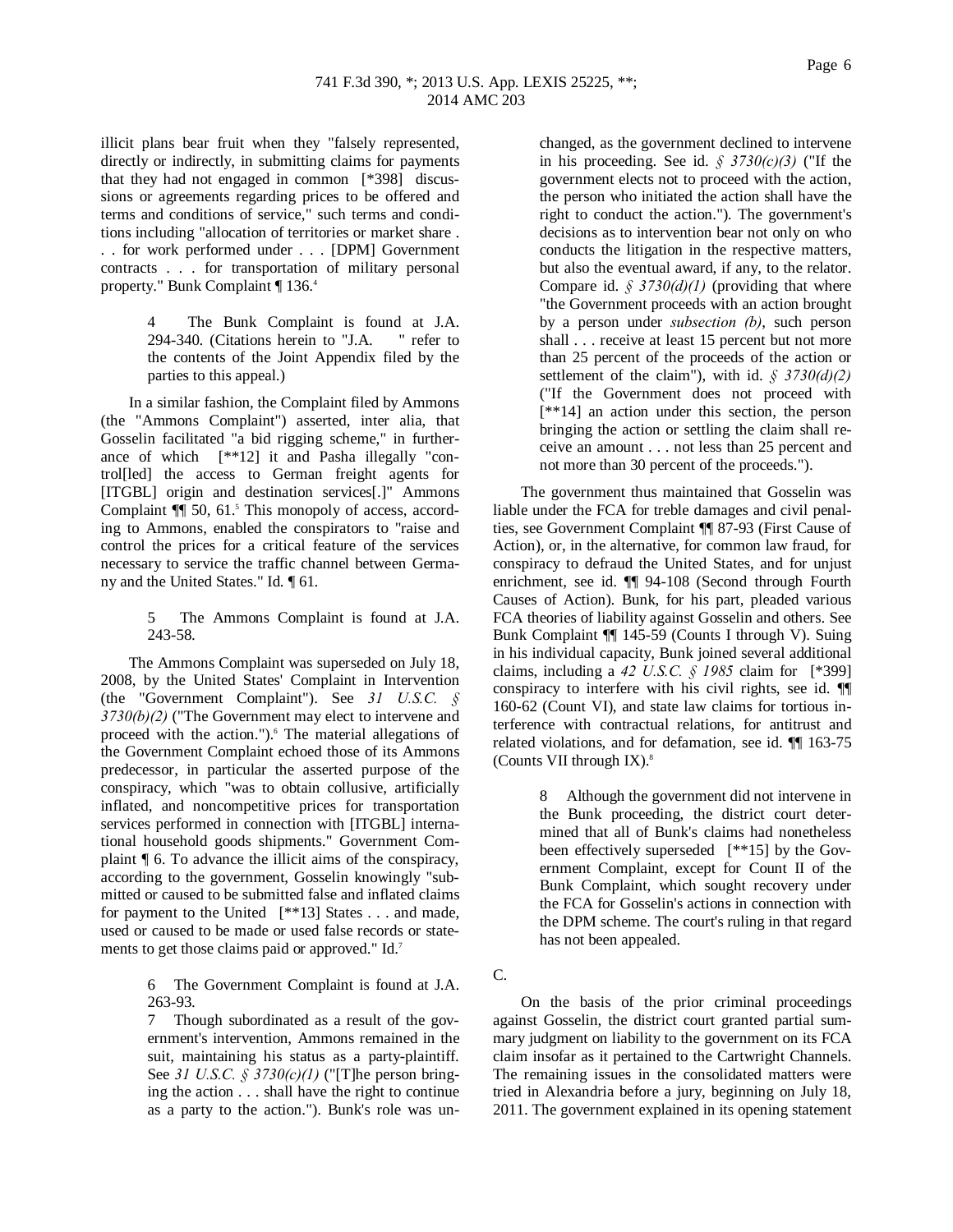illicit plans bear fruit when they "falsely represented, directly or indirectly, in submitting claims for payments that they had not engaged in common [*398] discussions or agreements regarding prices to be offered and terms and conditions of service," such terms and conditions including "allocation of territories or market share . . . for work performed under . . . [DPM] Government contracts . . . for transportation of military personal property." Bunk Complaint ¶ 136.[4]

> 4 The Bunk Complaint is found at J.A. 294-340. (Citations herein to "J.A. " refer to the contents of the Joint Appendix filed by the parties to this appeal.)

In a similar fashion, the Complaint filed by Ammons (the "Ammons Complaint") asserted, inter alia, that Gosselin facilitated "a bid rigging scheme," in furtherance of which [**12] it and Pasha illegally "control[led] the access to German freight agents for [ITGBL] origin and destination services[.]" Ammons Complaint ¶¶ 50, 61.[5] This monopoly of access, according to Ammons, enabled the conspirators to "raise and control the prices for a critical feature of the services necessary to service the traffic channel between Germany and the United States." Id. ¶ 61.

> 5 The Ammons Complaint is found at J.A. 243-58.

The Ammons Complaint was superseded on July 18, 2008, by the United States' Complaint in Intervention (the "Government Complaint"). See *31 U.S.C. § 3730(b)(2)* ("The Government may elect to intervene and proceed with the action.").[6] The material allegations of the Government Complaint echoed those of its Ammons predecessor, in particular the asserted purpose of the conspiracy, which "was to obtain collusive, artificially inflated, and noncompetitive prices for transportation services performed in connection with [ITGBL] international household goods shipments." Government Complaint ¶ 6. To advance the illicit aims of the conspiracy, according to the government, Gosselin knowingly "submitted or caused to be submitted false and inflated claims for payment to the United [**13] States . . . and made, used or caused to be made or used false records or statements to get those claims paid or approved." Id.[7]

> 6 The Government Complaint is found at J.A. 263-93.
>
> 7 Though subordinated as a result of the government's intervention, Ammons remained in the suit, maintaining his status as a party-plaintiff. See *31 U.S.C. § 3730(c)(1)* ("[T]he person bringing the action . . . shall have the right to continue as a party to the action."). Bunk's role was unchanged, as the government declined to intervene in his proceeding. See id. *§ 3730(c)(3)* ("If the government elects not to proceed with the action, the person who initiated the action shall have the right to conduct the action."). The government's decisions as to intervention bear not only on who conducts the litigation in the respective matters, but also the eventual award, if any, to the relator. Compare id. *§ 3730(d)(1)* (providing that where "the Government proceeds with an action brought by a person under *subsection (b)*, such person shall . . . receive at least 15 percent but not more than 25 percent of the proceeds of the action or settlement of the claim"), with id. *§ 3730(d)(2)* ("If the Government does not proceed with [**14] an action under this section, the person bringing the action or settling the claim shall receive an amount . . . not less than 25 percent and not more than 30 percent of the proceeds.").

The government thus maintained that Gosselin was liable under the FCA for treble damages and civil penalties, see Government Complaint ¶¶ 87-93 (First Cause of Action), or, in the alternative, for common law fraud, for conspiracy to defraud the United States, and for unjust enrichment, see id. ¶¶ 94-108 (Second through Fourth Causes of Action). Bunk, for his part, pleaded various FCA theories of liability against Gosselin and others. See Bunk Complaint ¶¶ 145-59 (Counts I through V). Suing in his individual capacity, Bunk joined several additional claims, including a *42 U.S.C. § 1985* claim for [*399] conspiracy to interfere with his civil rights, see id. ¶¶ 160-62 (Count VI), and state law claims for tortious interference with contractual relations, for antitrust and related violations, and for defamation, see id. ¶¶ 163-75 (Counts VII through IX).[8]

> 8 Although the government did not intervene in the Bunk proceeding, the district court determined that all of Bunk's claims had nonetheless been effectively superseded [**15] by the Government Complaint, except for Count II of the Bunk Complaint, which sought recovery under the FCA for Gosselin's actions in connection with the DPM scheme. The court's ruling in that regard has not been appealed.

C.

On the basis of the prior criminal proceedings against Gosselin, the district court granted partial summary judgment on liability to the government on its FCA claim insofar as it pertained to the Cartwright Channels. The remaining issues in the consolidated matters were tried in Alexandria before a jury, beginning on July 18, 2011. The government explained in its opening statement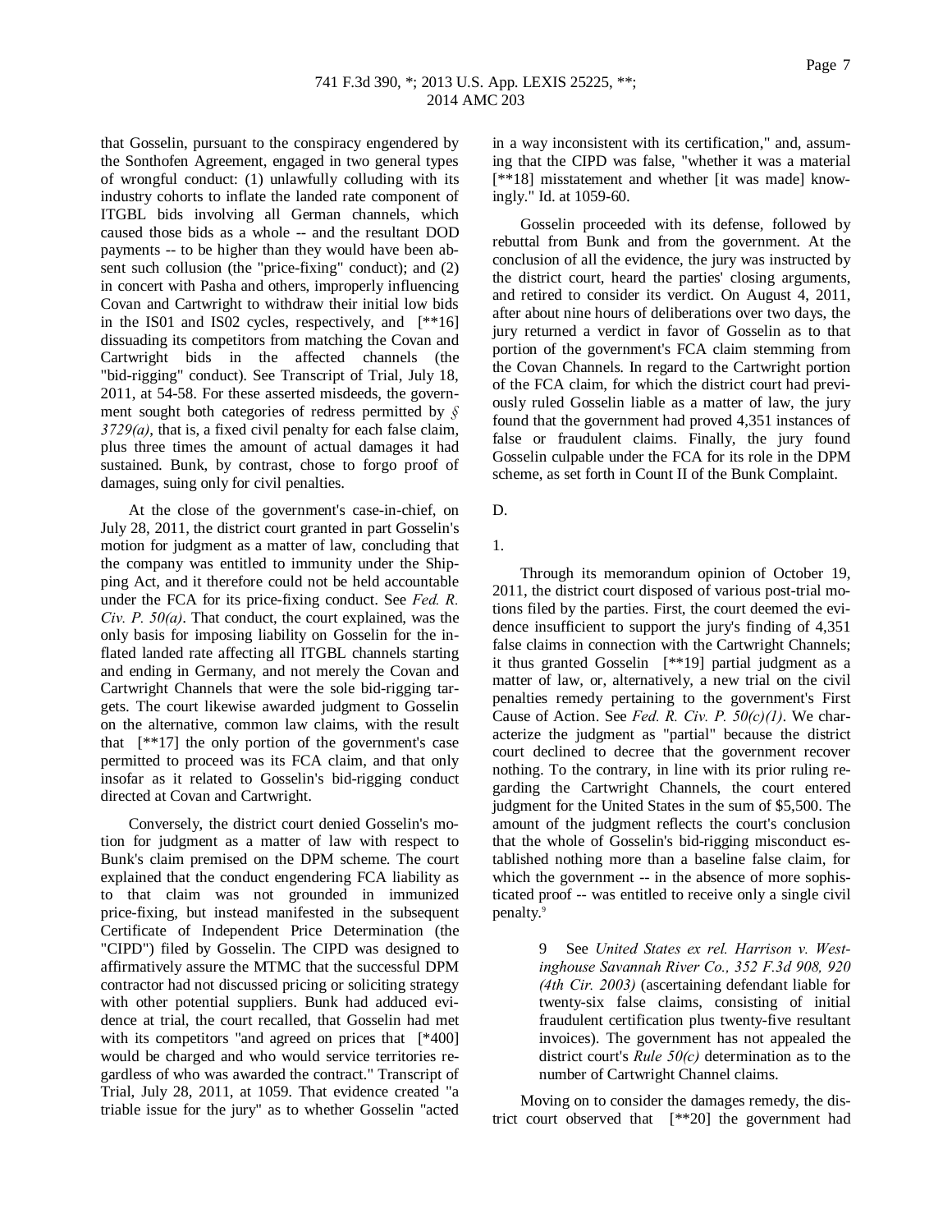that Gosselin, pursuant to the conspiracy engendered by the Sonthofen Agreement, engaged in two general types of wrongful conduct: (1) unlawfully colluding with its industry cohorts to inflate the landed rate component of ITGBL bids involving all German channels, which caused those bids as a whole -- and the resultant DOD payments -- to be higher than they would have been absent such collusion (the "price-fixing" conduct); and (2) in concert with Pasha and others, improperly influencing Covan and Cartwright to withdraw their initial low bids in the IS01 and IS02 cycles, respectively, and [**16] dissuading its competitors from matching the Covan and Cartwright bids in the affected channels (the "bid-rigging" conduct). See Transcript of Trial, July 18, 2011, at 54-58. For these asserted misdeeds, the government sought both categories of redress permitted by *§ 3729(a)*, that is, a fixed civil penalty for each false claim, plus three times the amount of actual damages it had sustained. Bunk, by contrast, chose to forgo proof of damages, suing only for civil penalties.

At the close of the government's case-in-chief, on July 28, 2011, the district court granted in part Gosselin's motion for judgment as a matter of law, concluding that the company was entitled to immunity under the Shipping Act, and it therefore could not be held accountable under the FCA for its price-fixing conduct. See *Fed. R. Civ. P. 50(a)*. That conduct, the court explained, was the only basis for imposing liability on Gosselin for the inflated landed rate affecting all ITGBL channels starting and ending in Germany, and not merely the Covan and Cartwright Channels that were the sole bid-rigging targets. The court likewise awarded judgment to Gosselin on the alternative, common law claims, with the result that [**17] the only portion of the government's case permitted to proceed was its FCA claim, and that only insofar as it related to Gosselin's bid-rigging conduct directed at Covan and Cartwright.

Conversely, the district court denied Gosselin's motion for judgment as a matter of law with respect to Bunk's claim premised on the DPM scheme. The court explained that the conduct engendering FCA liability as to that claim was not grounded in immunized price-fixing, but instead manifested in the subsequent Certificate of Independent Price Determination (the "CIPD") filed by Gosselin. The CIPD was designed to affirmatively assure the MTMC that the successful DPM contractor had not discussed pricing or soliciting strategy with other potential suppliers. Bunk had adduced evidence at trial, the court recalled, that Gosselin had met with its competitors "and agreed on prices that [*400] would be charged and who would service territories regardless of who was awarded the contract." Transcript of Trial, July 28, 2011, at 1059. That evidence created "a triable issue for the jury" as to whether Gosselin "acted in a way inconsistent with its certification," and, assuming that the CIPD was false, "whether it was a material [**18] misstatement and whether [it was made] knowingly." Id. at 1059-60.

Gosselin proceeded with its defense, followed by rebuttal from Bunk and from the government. At the conclusion of all the evidence, the jury was instructed by the district court, heard the parties' closing arguments, and retired to consider its verdict. On August 4, 2011, after about nine hours of deliberations over two days, the jury returned a verdict in favor of Gosselin as to that portion of the government's FCA claim stemming from the Covan Channels. In regard to the Cartwright portion of the FCA claim, for which the district court had previously ruled Gosselin liable as a matter of law, the jury found that the government had proved 4,351 instances of false or fraudulent claims. Finally, the jury found Gosselin culpable under the FCA for its role in the DPM scheme, as set forth in Count II of the Bunk Complaint.

D.

1.

Through its memorandum opinion of October 19, 2011, the district court disposed of various post-trial motions filed by the parties. First, the court deemed the evidence insufficient to support the jury's finding of 4,351 false claims in connection with the Cartwright Channels; it thus granted Gosselin [**19] partial judgment as a matter of law, or, alternatively, a new trial on the civil penalties remedy pertaining to the government's First Cause of Action. See *Fed. R. Civ. P. 50(c)(1)*. We characterize the judgment as "partial" because the district court declined to decree that the government recover nothing. To the contrary, in line with its prior ruling regarding the Cartwright Channels, the court entered judgment for the United States in the sum of $5,500. The amount of the judgment reflects the court's conclusion that the whole of Gosselin's bid-rigging misconduct established nothing more than a baseline false claim, for which the government -- in the absence of more sophisticated proof -- was entitled to receive only a single civil penalty.[9]

> 9 See *United States ex rel. Harrison v. Westinghouse Savannah River Co., 352 F.3d 908, 920 (4th Cir. 2003)* (ascertaining defendant liable for twenty-six false claims, consisting of initial fraudulent certification plus twenty-five resultant invoices). The government has not appealed the district court's *Rule 50(c)* determination as to the number of Cartwright Channel claims.

Moving on to consider the damages remedy, the district court observed that [**20] the government had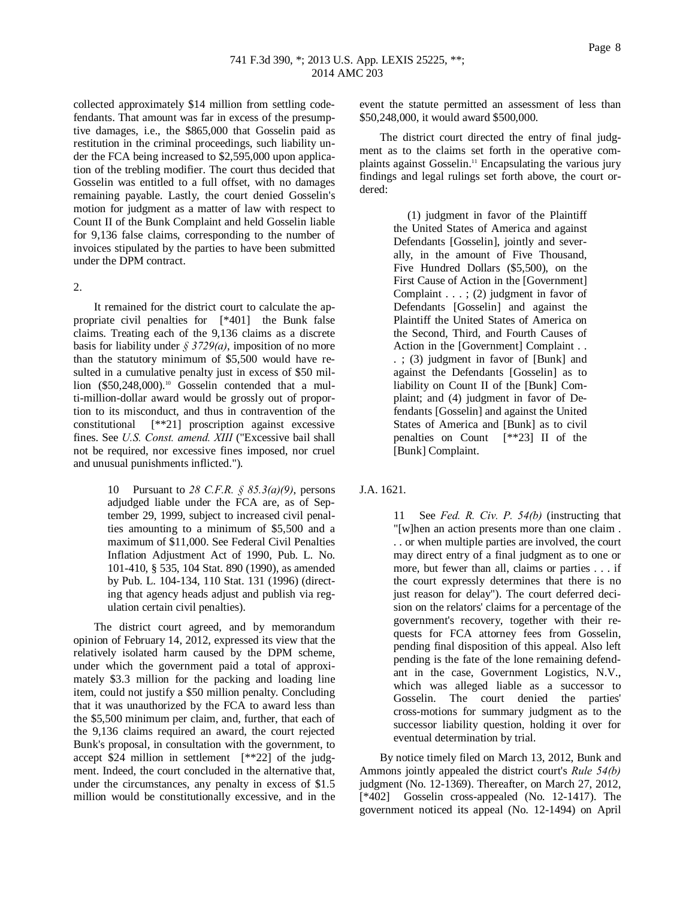collected approximately $14 million from settling codefendants. That amount was far in excess of the presumptive damages, i.e., the $865,000 that Gosselin paid as restitution in the criminal proceedings, such liability under the FCA being increased to $2,595,000 upon application of the trebling modifier. The court thus decided that Gosselin was entitled to a full offset, with no damages remaining payable. Lastly, the court denied Gosselin's motion for judgment as a matter of law with respect to Count II of the Bunk Complaint and held Gosselin liable for 9,136 false claims, corresponding to the number of invoices stipulated by the parties to have been submitted under the DPM contract.

2.

It remained for the district court to calculate the appropriate civil penalties for [*401] the Bunk false claims. Treating each of the 9,136 claims as a discrete basis for liability under *§ 3729(a)*, imposition of no more than the statutory minimum of $5,500 would have resulted in a cumulative penalty just in excess of $50 million ($50,248,000).[10] Gosselin contended that a multi-million-dollar award would be grossly out of proportion to its misconduct, and thus in contravention of the constitutional [**21] proscription against excessive fines. See *U.S. Const. amend. XIII* ("Excessive bail shall not be required, nor excessive fines imposed, nor cruel and unusual punishments inflicted.").

> 10 Pursuant to *28 C.F.R. § 85.3(a)(9)*, persons adjudged liable under the FCA are, as of September 29, 1999, subject to increased civil penalties amounting to a minimum of $5,500 and a maximum of $11,000. See Federal Civil Penalties Inflation Adjustment Act of 1990, Pub. L. No. 101-410, § 535, 104 Stat. 890 (1990), as amended by Pub. L. 104-134, 110 Stat. 131 (1996) (directing that agency heads adjust and publish via regulation certain civil penalties).

The district court agreed, and by memorandum opinion of February 14, 2012, expressed its view that the relatively isolated harm caused by the DPM scheme, under which the government paid a total of approximately $3.3 million for the packing and loading line item, could not justify a $50 million penalty. Concluding that it was unauthorized by the FCA to award less than the $5,500 minimum per claim, and, further, that each of the 9,136 claims required an award, the court rejected Bunk's proposal, in consultation with the government, to accept $24 million in settlement [**22] of the judgment. Indeed, the court concluded in the alternative that, under the circumstances, any penalty in excess of $1.5 million would be constitutionally excessive, and in the event the statute permitted an assessment of less than $50,248,000, it would award $500,000.

The district court directed the entry of final judgment as to the claims set forth in the operative complaints against Gosselin.[11] Encapsulating the various jury findings and legal rulings set forth above, the court ordered:

> (1) judgment in favor of the Plaintiff the United States of America and against Defendants [Gosselin], jointly and severally, in the amount of Five Thousand, Five Hundred Dollars ($5,500), on the First Cause of Action in the [Government] Complaint . . . ; (2) judgment in favor of Defendants [Gosselin] and against the Plaintiff the United States of America on the Second, Third, and Fourth Causes of Action in the [Government] Complaint . . . ; (3) judgment in favor of [Bunk] and against the Defendants [Gosselin] as to liability on Count II of the [Bunk] Complaint; and (4) judgment in favor of Defendants [Gosselin] and against the United States of America and [Bunk] as to civil penalties on Count [**23] II of the [Bunk] Complaint.

J.A. 1621.

> 11 See *Fed. R. Civ. P. 54(b)* (instructing that "[w]hen an action presents more than one claim . . . or when multiple parties are involved, the court may direct entry of a final judgment as to one or more, but fewer than all, claims or parties . . . if the court expressly determines that there is no just reason for delay"). The court deferred decision on the relators' claims for a percentage of the government's recovery, together with their requests for FCA attorney fees from Gosselin, pending final disposition of this appeal. Also left pending is the fate of the lone remaining defendant in the case, Government Logistics, N.V., which was alleged liable as a successor to Gosselin. The court denied the parties' cross-motions for summary judgment as to the successor liability question, holding it over for eventual determination by trial.

By notice timely filed on March 13, 2012, Bunk and Ammons jointly appealed the district court's *Rule 54(b)* judgment (No. 12-1369). Thereafter, on March 27, 2012, [*402] Gosselin cross-appealed (No. 12-1417). The government noticed its appeal (No. 12-1494) on April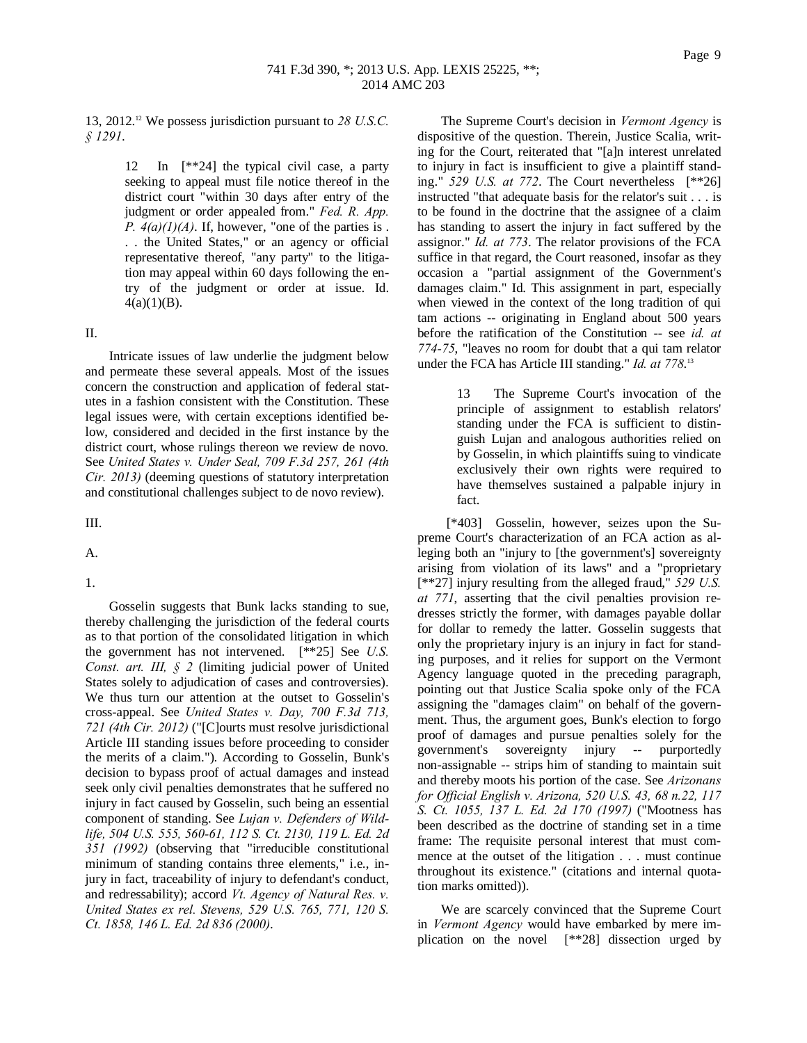13, 2012.[12] We possess jurisdiction pursuant to *28 U.S.C. § 1291*.

> 12 In [**24] the typical civil case, a party seeking to appeal must file notice thereof in the district court "within 30 days after entry of the judgment or order appealed from." *Fed. R. App. P. 4(a)(1)(A)*. If, however, "one of the parties is . . . the United States," or an agency or official representative thereof, "any party" to the litigation may appeal within 60 days following the entry of the judgment or order at issue. Id. 4(a)(1)(B).

II.

Intricate issues of law underlie the judgment below and permeate these several appeals. Most of the issues concern the construction and application of federal statutes in a fashion consistent with the Constitution. These legal issues were, with certain exceptions identified below, considered and decided in the first instance by the district court, whose rulings thereon we review de novo. See *United States v. Under Seal, 709 F.3d 257, 261 (4th Cir. 2013)* (deeming questions of statutory interpretation and constitutional challenges subject to de novo review).

III.

A.

1.

Gosselin suggests that Bunk lacks standing to sue, thereby challenging the jurisdiction of the federal courts as to that portion of the consolidated litigation in which the government has not intervened. [**25] See *U.S. Const. art. III, § 2* (limiting judicial power of United States solely to adjudication of cases and controversies). We thus turn our attention at the outset to Gosselin's cross-appeal. See *United States v. Day, 700 F.3d 713, 721 (4th Cir. 2012)* ("[C]ourts must resolve jurisdictional Article III standing issues before proceeding to consider the merits of a claim."). According to Gosselin, Bunk's decision to bypass proof of actual damages and instead seek only civil penalties demonstrates that he suffered no injury in fact caused by Gosselin, such being an essential component of standing. See *Lujan v. Defenders of Wildlife, 504 U.S. 555, 560-61, 112 S. Ct. 2130, 119 L. Ed. 2d 351 (1992)* (observing that "irreducible constitutional minimum of standing contains three elements," i.e., injury in fact, traceability of injury to defendant's conduct, and redressability); accord *Vt. Agency of Natural Res. v. United States ex rel. Stevens, 529 U.S. 765, 771, 120 S. Ct. 1858, 146 L. Ed. 2d 836 (2000)*.

The Supreme Court's decision in *Vermont Agency* is dispositive of the question. Therein, Justice Scalia, writing for the Court, reiterated that "[a]n interest unrelated to injury in fact is insufficient to give a plaintiff standing." *529 U.S. at 772*. The Court nevertheless [**26] instructed "that adequate basis for the relator's suit . . . is to be found in the doctrine that the assignee of a claim has standing to assert the injury in fact suffered by the assignor." *Id. at 773*. The relator provisions of the FCA suffice in that regard, the Court reasoned, insofar as they occasion a "partial assignment of the Government's damages claim." Id. This assignment in part, especially when viewed in the context of the long tradition of qui tam actions -- originating in England about 500 years before the ratification of the Constitution -- see *id. at 774-75*, "leaves no room for doubt that a qui tam relator under the FCA has Article III standing." *Id. at 778*.[13]

> 13 The Supreme Court's invocation of the principle of assignment to establish relators' standing under the FCA is sufficient to distinguish Lujan and analogous authorities relied on by Gosselin, in which plaintiffs suing to vindicate exclusively their own rights were required to have themselves sustained a palpable injury in fact.

[*403] Gosselin, however, seizes upon the Supreme Court's characterization of an FCA action as alleging both an "injury to [the government's] sovereignty arising from violation of its laws" and a "proprietary [**27] injury resulting from the alleged fraud," *529 U.S. at 771*, asserting that the civil penalties provision redresses strictly the former, with damages payable dollar for dollar to remedy the latter. Gosselin suggests that only the proprietary injury is an injury in fact for standing purposes, and it relies for support on the Vermont Agency language quoted in the preceding paragraph, pointing out that Justice Scalia spoke only of the FCA assigning the "damages claim" on behalf of the government. Thus, the argument goes, Bunk's election to forgo proof of damages and pursue penalties solely for the government's sovereignty injury -- purportedly non-assignable -- strips him of standing to maintain suit and thereby moots his portion of the case. See *Arizonans for Official English v. Arizona, 520 U.S. 43, 68 n.22, 117 S. Ct. 1055, 137 L. Ed. 2d 170 (1997)* ("Mootness has been described as the doctrine of standing set in a time frame: The requisite personal interest that must commence at the outset of the litigation . . . must continue throughout its existence." (citations and internal quotation marks omitted)).

We are scarcely convinced that the Supreme Court in *Vermont Agency* would have embarked by mere implication on the novel [**28] dissection urged by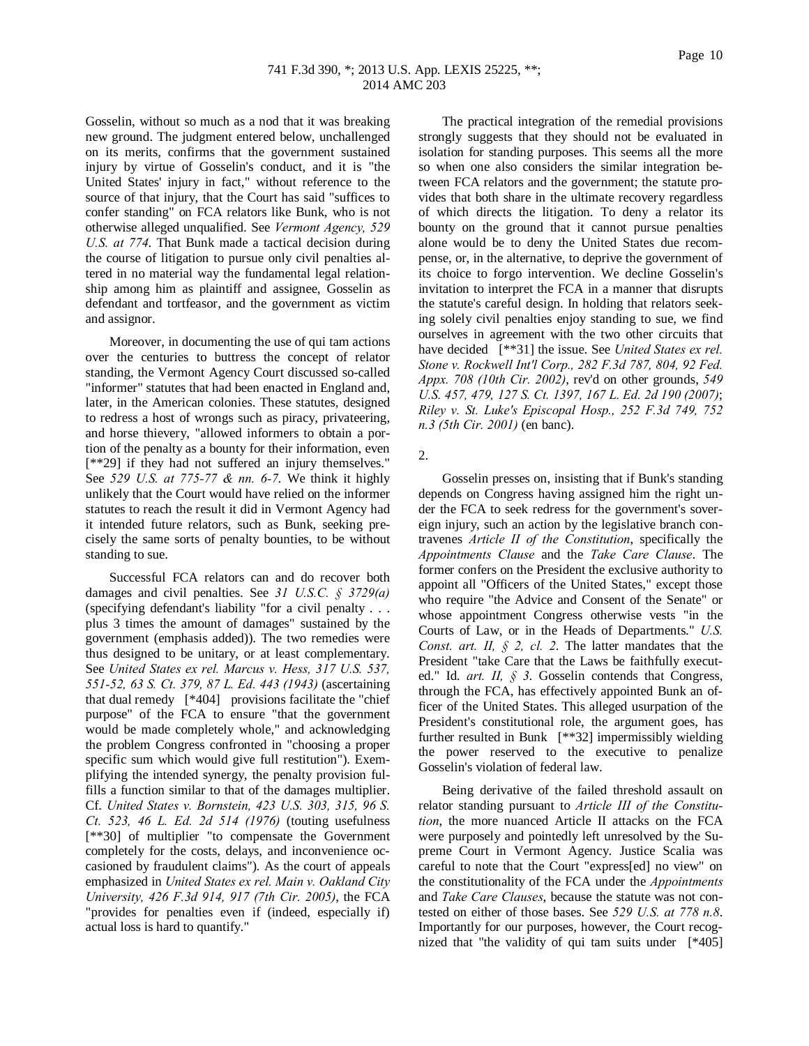Gosselin, without so much as a nod that it was breaking new ground. The judgment entered below, unchallenged on its merits, confirms that the government sustained injury by virtue of Gosselin's conduct, and it is "the United States' injury in fact," without reference to the source of that injury, that the Court has said "suffices to confer standing" on FCA relators like Bunk, who is not otherwise alleged unqualified. See *Vermont Agency, 529 U.S. at 774*. That Bunk made a tactical decision during the course of litigation to pursue only civil penalties altered in no material way the fundamental legal relationship among him as plaintiff and assignee, Gosselin as defendant and tortfeasor, and the government as victim and assignor.

Moreover, in documenting the use of qui tam actions over the centuries to buttress the concept of relator standing, the Vermont Agency Court discussed so-called "informer" statutes that had been enacted in England and, later, in the American colonies. These statutes, designed to redress a host of wrongs such as piracy, privateering, and horse thievery, "allowed informers to obtain a portion of the penalty as a bounty for their information, even [**29] if they had not suffered an injury themselves." See *529 U.S. at 775-77 & nn. 6-7*. We think it highly unlikely that the Court would have relied on the informer statutes to reach the result it did in Vermont Agency had it intended future relators, such as Bunk, seeking precisely the same sorts of penalty bounties, to be without standing to sue.

Successful FCA relators can and do recover both damages and civil penalties. See *31 U.S.C. § 3729(a)* (specifying defendant's liability "for a civil penalty . . . plus 3 times the amount of damages" sustained by the government (emphasis added)). The two remedies were thus designed to be unitary, or at least complementary. See *United States ex rel. Marcus v. Hess, 317 U.S. 537, 551-52, 63 S. Ct. 379, 87 L. Ed. 443 (1943)* (ascertaining that dual remedy [*404] provisions facilitate the "chief purpose" of the FCA to ensure "that the government would be made completely whole," and acknowledging the problem Congress confronted in "choosing a proper specific sum which would give full restitution"). Exemplifying the intended synergy, the penalty provision fulfills a function similar to that of the damages multiplier. Cf. *United States v. Bornstein, 423 U.S. 303, 315, 96 S. Ct. 523, 46 L. Ed. 2d 514 (1976)* (touting usefulness [**30] of multiplier "to compensate the Government completely for the costs, delays, and inconvenience occasioned by fraudulent claims"). As the court of appeals emphasized in *United States ex rel. Main v. Oakland City University, 426 F.3d 914, 917 (7th Cir. 2005)*, the FCA "provides for penalties even if (indeed, especially if) actual loss is hard to quantify."

The practical integration of the remedial provisions strongly suggests that they should not be evaluated in isolation for standing purposes. This seems all the more so when one also considers the similar integration between FCA relators and the government; the statute provides that both share in the ultimate recovery regardless of which directs the litigation. To deny a relator its bounty on the ground that it cannot pursue penalties alone would be to deny the United States due recompense, or, in the alternative, to deprive the government of its choice to forgo intervention. We decline Gosselin's invitation to interpret the FCA in a manner that disrupts the statute's careful design. In holding that relators seeking solely civil penalties enjoy standing to sue, we find ourselves in agreement with the two other circuits that have decided [**31] the issue. See *United States ex rel. Stone v. Rockwell Int'l Corp., 282 F.3d 787, 804, 92 Fed. Appx. 708 (10th Cir. 2002)*, rev'd on other grounds, *549 U.S. 457, 479, 127 S. Ct. 1397, 167 L. Ed. 2d 190 (2007)*; *Riley v. St. Luke's Episcopal Hosp., 252 F.3d 749, 752 n.3 (5th Cir. 2001)* (en banc).

2.

Gosselin presses on, insisting that if Bunk's standing depends on Congress having assigned him the right under the FCA to seek redress for the government's sovereign injury, such an action by the legislative branch contravenes *Article II of the Constitution*, specifically the *Appointments Clause* and the *Take Care Clause*. The former confers on the President the exclusive authority to appoint all "Officers of the United States," except those who require "the Advice and Consent of the Senate" or whose appointment Congress otherwise vests "in the Courts of Law, or in the Heads of Departments." *U.S. Const. art. II, § 2, cl. 2*. The latter mandates that the President "take Care that the Laws be faithfully executed." Id. *art. II, § 3*. Gosselin contends that Congress, through the FCA, has effectively appointed Bunk an officer of the United States. This alleged usurpation of the President's constitutional role, the argument goes, has further resulted in Bunk [**32] impermissibly wielding the power reserved to the executive to penalize Gosselin's violation of federal law.

Being derivative of the failed threshold assault on relator standing pursuant to *Article III of the Constitution*, the more nuanced Article II attacks on the FCA were purposely and pointedly left unresolved by the Supreme Court in Vermont Agency. Justice Scalia was careful to note that the Court "express[ed] no view" on the constitutionality of the FCA under the *Appointments* and *Take Care Clauses*, because the statute was not contested on either of those bases. See *529 U.S. at 778 n.8*. Importantly for our purposes, however, the Court recognized that "the validity of qui tam suits under [*405]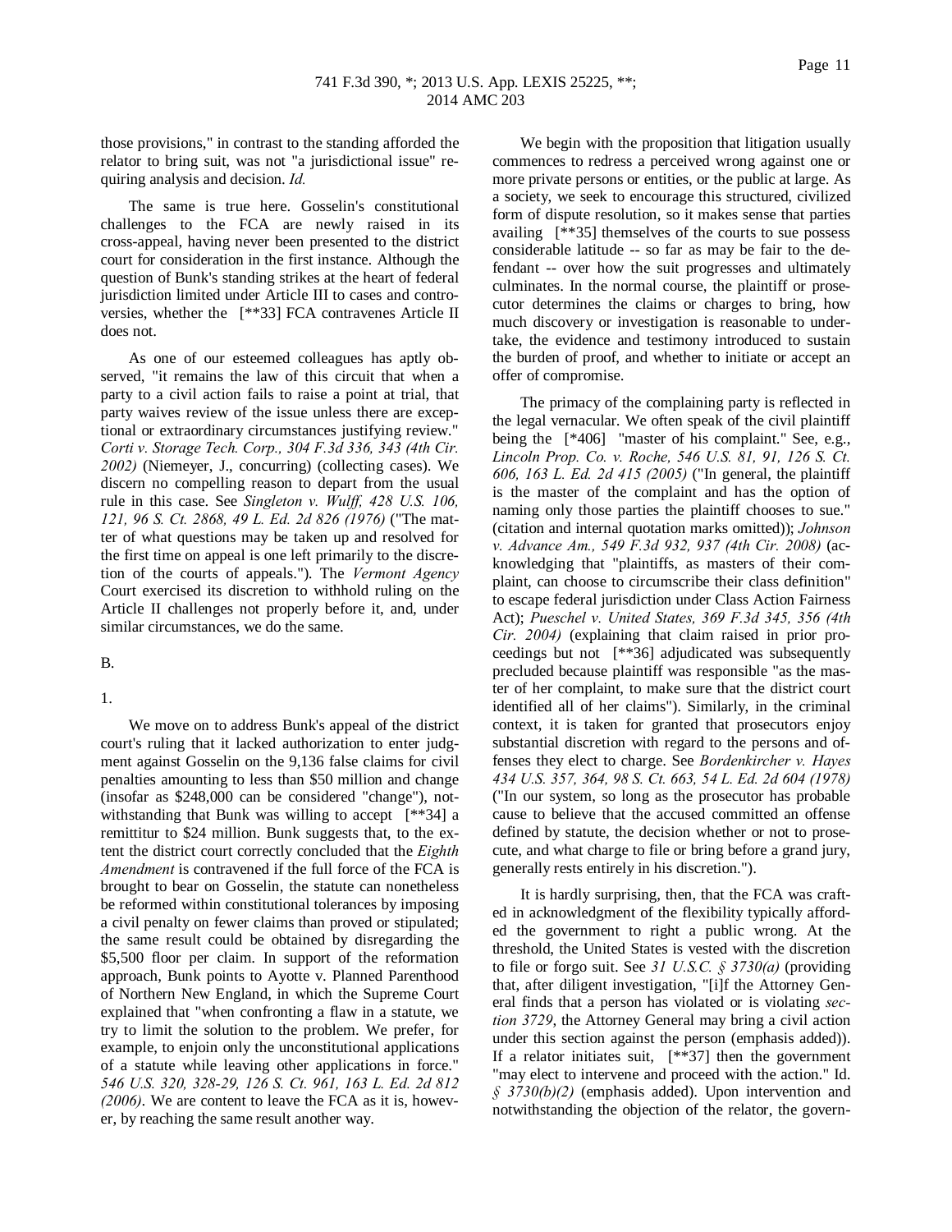those provisions," in contrast to the standing afforded the relator to bring suit, was not "a jurisdictional issue" requiring analysis and decision. *Id.*

The same is true here. Gosselin's constitutional challenges to the FCA are newly raised in its cross-appeal, having never been presented to the district court for consideration in the first instance. Although the question of Bunk's standing strikes at the heart of federal jurisdiction limited under Article III to cases and controversies, whether the [**33] FCA contravenes Article II does not.

As one of our esteemed colleagues has aptly observed, "it remains the law of this circuit that when a party to a civil action fails to raise a point at trial, that party waives review of the issue unless there are exceptional or extraordinary circumstances justifying review." *Corti v. Storage Tech. Corp., 304 F.3d 336, 343 (4th Cir. 2002)* (Niemeyer, J., concurring) (collecting cases). We discern no compelling reason to depart from the usual rule in this case. See *Singleton v. Wulff, 428 U.S. 106, 121, 96 S. Ct. 2868, 49 L. Ed. 2d 826 (1976)* ("The matter of what questions may be taken up and resolved for the first time on appeal is one left primarily to the discretion of the courts of appeals."). The *Vermont Agency* Court exercised its discretion to withhold ruling on the Article II challenges not properly before it, and, under similar circumstances, we do the same.

B.

1.

We move on to address Bunk's appeal of the district court's ruling that it lacked authorization to enter judgment against Gosselin on the 9,136 false claims for civil penalties amounting to less than $50 million and change (insofar as $248,000 can be considered "change"), notwithstanding that Bunk was willing to accept [**34] a remittitur to $24 million. Bunk suggests that, to the extent the district court correctly concluded that the *Eighth Amendment* is contravened if the full force of the FCA is brought to bear on Gosselin, the statute can nonetheless be reformed within constitutional tolerances by imposing a civil penalty on fewer claims than proved or stipulated; the same result could be obtained by disregarding the $5,500 floor per claim. In support of the reformation approach, Bunk points to Ayotte v. Planned Parenthood of Northern New England, in which the Supreme Court explained that "when confronting a flaw in a statute, we try to limit the solution to the problem. We prefer, for example, to enjoin only the unconstitutional applications of a statute while leaving other applications in force." *546 U.S. 320, 328-29, 126 S. Ct. 961, 163 L. Ed. 2d 812 (2006)*. We are content to leave the FCA as it is, however, by reaching the same result another way.

We begin with the proposition that litigation usually commences to redress a perceived wrong against one or more private persons or entities, or the public at large. As a society, we seek to encourage this structured, civilized form of dispute resolution, so it makes sense that parties availing [**35] themselves of the courts to sue possess considerable latitude -- so far as may be fair to the defendant -- over how the suit progresses and ultimately culminates. In the normal course, the plaintiff or prosecutor determines the claims or charges to bring, how much discovery or investigation is reasonable to undertake, the evidence and testimony introduced to sustain the burden of proof, and whether to initiate or accept an offer of compromise.

The primacy of the complaining party is reflected in the legal vernacular. We often speak of the civil plaintiff being the [*406] "master of his complaint." See, e.g., *Lincoln Prop. Co. v. Roche, 546 U.S. 81, 91, 126 S. Ct. 606, 163 L. Ed. 2d 415 (2005)* ("In general, the plaintiff is the master of the complaint and has the option of naming only those parties the plaintiff chooses to sue." (citation and internal quotation marks omitted)); *Johnson v. Advance Am., 549 F.3d 932, 937 (4th Cir. 2008)* (acknowledging that "plaintiffs, as masters of their complaint, can choose to circumscribe their class definition" to escape federal jurisdiction under Class Action Fairness Act); *Pueschel v. United States, 369 F.3d 345, 356 (4th Cir. 2004)* (explaining that claim raised in prior proceedings but not [**36] adjudicated was subsequently precluded because plaintiff was responsible "as the master of her complaint, to make sure that the district court identified all of her claims"). Similarly, in the criminal context, it is taken for granted that prosecutors enjoy substantial discretion with regard to the persons and offenses they elect to charge. See *Bordenkircher v. Hayes 434 U.S. 357, 364, 98 S. Ct. 663, 54 L. Ed. 2d 604 (1978)* ("In our system, so long as the prosecutor has probable cause to believe that the accused committed an offense defined by statute, the decision whether or not to prosecute, and what charge to file or bring before a grand jury, generally rests entirely in his discretion.").

It is hardly surprising, then, that the FCA was crafted in acknowledgment of the flexibility typically afforded the government to right a public wrong. At the threshold, the United States is vested with the discretion to file or forgo suit. See *31 U.S.C. § 3730(a)* (providing that, after diligent investigation, "[i]f the Attorney General finds that a person has violated or is violating *section 3729*, the Attorney General may bring a civil action under this section against the person (emphasis added)). If a relator initiates suit, [**37] then the government "may elect to intervene and proceed with the action." Id. *§ 3730(b)(2)* (emphasis added). Upon intervention and notwithstanding the objection of the relator, the govern-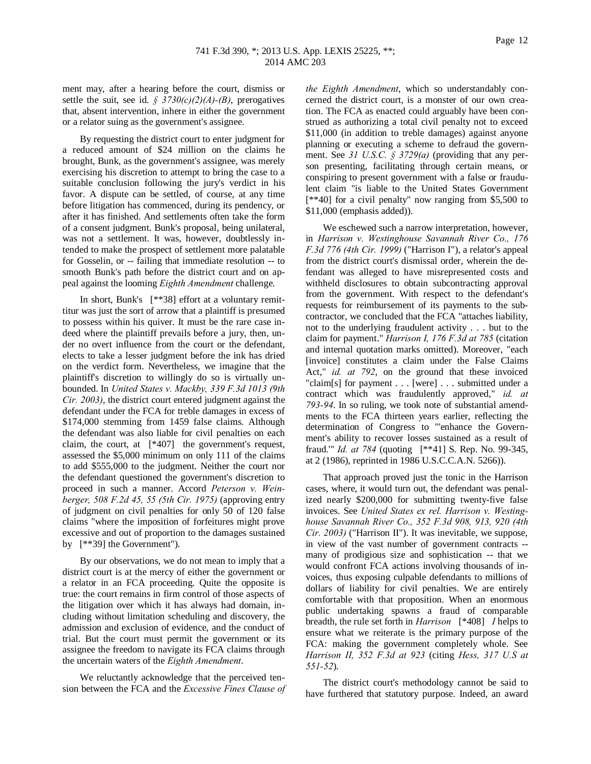ment may, after a hearing before the court, dismiss or settle the suit, see id. *§ 3730(c)(2)(A)-(B)*, prerogatives that, absent intervention, inhere in either the government or a relator suing as the government's assignee.

By requesting the district court to enter judgment for a reduced amount of $24 million on the claims he brought, Bunk, as the government's assignee, was merely exercising his discretion to attempt to bring the case to a suitable conclusion following the jury's verdict in his favor. A dispute can be settled, of course, at any time before litigation has commenced, during its pendency, or after it has finished. And settlements often take the form of a consent judgment. Bunk's proposal, being unilateral, was not a settlement. It was, however, doubtlessly intended to make the prospect of settlement more palatable for Gosselin, or -- failing that immediate resolution -- to smooth Bunk's path before the district court and on appeal against the looming *Eighth Amendment* challenge.

In short, Bunk's [**38] effort at a voluntary remittitur was just the sort of arrow that a plaintiff is presumed to possess within his quiver. It must be the rare case indeed where the plaintiff prevails before a jury, then, under no overt influence from the court or the defendant, elects to take a lesser judgment before the ink has dried on the verdict form. Nevertheless, we imagine that the plaintiff's discretion to willingly do so is virtually unbounded. In *United States v. Mackby, 339 F.3d 1013 (9th Cir. 2003)*, the district court entered judgment against the defendant under the FCA for treble damages in excess of $174,000 stemming from 1459 false claims. Although the defendant was also liable for civil penalties on each claim, the court, at [*407] the government's request, assessed the $5,000 minimum on only 111 of the claims to add $555,000 to the judgment. Neither the court nor the defendant questioned the government's discretion to proceed in such a manner. Accord *Peterson v. Weinberger, 508 F.2d 45, 55 (5th Cir. 1975)* (approving entry of judgment on civil penalties for only 50 of 120 false claims "where the imposition of forfeitures might prove excessive and out of proportion to the damages sustained by [**39] the Government").

By our observations, we do not mean to imply that a district court is at the mercy of either the government or a relator in an FCA proceeding. Quite the opposite is true: the court remains in firm control of those aspects of the litigation over which it has always had domain, including without limitation scheduling and discovery, the admission and exclusion of evidence, and the conduct of trial. But the court must permit the government or its assignee the freedom to navigate its FCA claims through the uncertain waters of the *Eighth Amendment*.

We reluctantly acknowledge that the perceived tension between the FCA and the *Excessive Fines Clause of the Eighth Amendment*, which so understandably concerned the district court, is a monster of our own creation. The FCA as enacted could arguably have been construed as authorizing a total civil penalty not to exceed $11,000 (in addition to treble damages) against anyone planning or executing a scheme to defraud the government. See *31 U.S.C. § 3729(a)* (providing that any person presenting, facilitating through certain means, or conspiring to present government with a false or fraudulent claim "is liable to the United States Government [**40] for a civil penalty" now ranging from $5,500 to $11,000 (emphasis added)).

We eschewed such a narrow interpretation, however, in *Harrison v. Westinghouse Savannah River Co., 176 F.3d 776 (4th Cir. 1999)* ("Harrison I"), a relator's appeal from the district court's dismissal order, wherein the defendant was alleged to have misrepresented costs and withheld disclosures to obtain subcontracting approval from the government. With respect to the defendant's requests for reimbursement of its payments to the subcontractor, we concluded that the FCA "attaches liability, not to the underlying fraudulent activity . . . but to the claim for payment." *Harrison I, 176 F.3d at 785* (citation and internal quotation marks omitted). Moreover, "each [invoice] constitutes a claim under the False Claims Act," *id. at 792*, on the ground that these invoiced "claim[s] for payment . . . [were] . . . submitted under a contract which was fraudulently approved," *id. at 793-94*. In so ruling, we took note of substantial amendments to the FCA thirteen years earlier, reflecting the determination of Congress to "'enhance the Government's ability to recover losses sustained as a result of fraud.'" *Id. at 784* (quoting [**41] S. Rep. No. 99-345, at 2 (1986), reprinted in 1986 U.S.C.C.A.N. 5266)).

That approach proved just the tonic in the Harrison cases, where, it would turn out, the defendant was penalized nearly $200,000 for submitting twenty-five false invoices. See *United States ex rel. Harrison v. Westinghouse Savannah River Co., 352 F.3d 908, 913, 920 (4th Cir. 2003)* ("Harrison II"). It was inevitable, we suppose, in view of the vast number of government contracts -- many of prodigious size and sophistication -- that we would confront FCA actions involving thousands of invoices, thus exposing culpable defendants to millions of dollars of liability for civil penalties. We are entirely comfortable with that proposition. When an enormous public undertaking spawns a fraud of comparable breadth, the rule set forth in *Harrison* [*408] *I* helps to ensure what we reiterate is the primary purpose of the FCA: making the government completely whole. See *Harrison II, 352 F.3d at 923* (citing *Hess, 317 U.S at 551-52*).

The district court's methodology cannot be said to have furthered that statutory purpose. Indeed, an award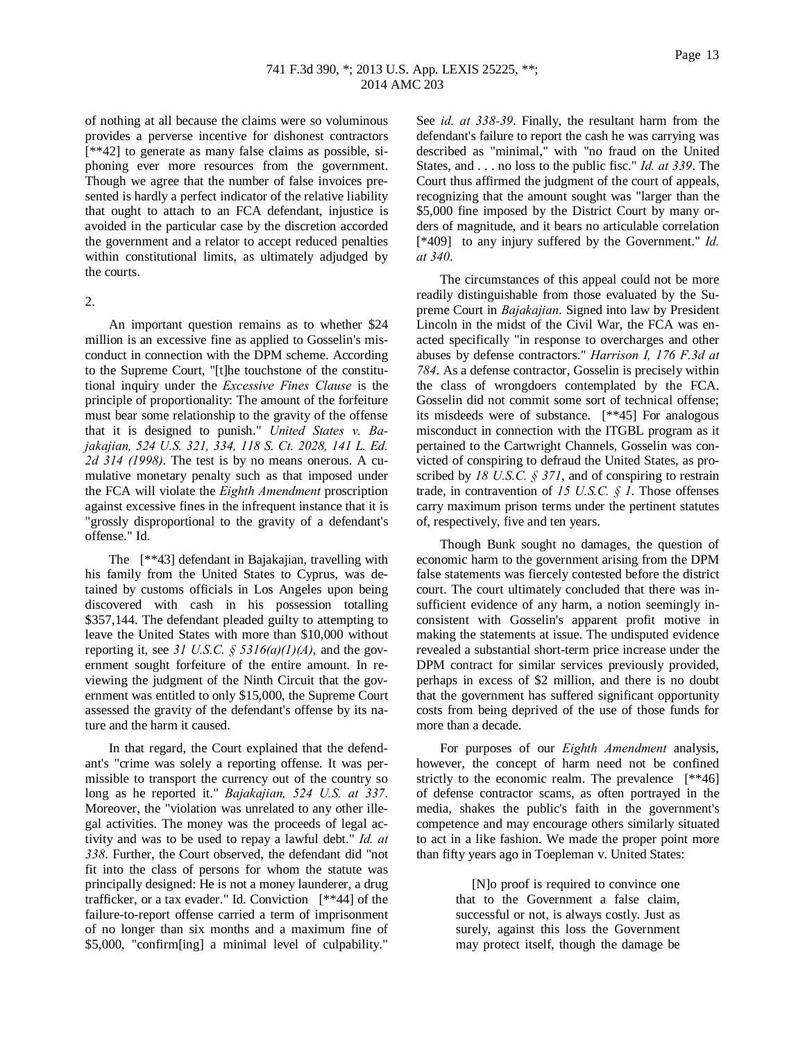of nothing at all because the claims were so voluminous provides a perverse incentive for dishonest contractors [**42] to generate as many false claims as possible, siphoning ever more resources from the government. Though we agree that the number of false invoices presented is hardly a perfect indicator of the relative liability that ought to attach to an FCA defendant, injustice is avoided in the particular case by the discretion accorded the government and a relator to accept reduced penalties within constitutional limits, as ultimately adjudged by the courts.

2.

An important question remains as to whether $24 million is an excessive fine as applied to Gosselin's misconduct in connection with the DPM scheme. According to the Supreme Court, "[t]he touchstone of the constitutional inquiry under the *Excessive Fines Clause* is the principle of proportionality: The amount of the forfeiture must bear some relationship to the gravity of the offense that it is designed to punish." *United States v. Bajakajian, 524 U.S. 321, 334, 118 S. Ct. 2028, 141 L. Ed. 2d 314 (1998)*. The test is by no means onerous. A cumulative monetary penalty such as that imposed under the FCA will violate the *Eighth Amendment* proscription against excessive fines in the infrequent instance that it is "grossly disproportional to the gravity of a defendant's offense." Id.

The [**43] defendant in Bajakajian, travelling with his family from the United States to Cyprus, was detained by customs officials in Los Angeles upon being discovered with cash in his possession totalling $357,144. The defendant pleaded guilty to attempting to leave the United States with more than $10,000 without reporting it, see *31 U.S.C. § 5316(a)(1)(A)*, and the government sought forfeiture of the entire amount. In reviewing the judgment of the Ninth Circuit that the government was entitled to only $15,000, the Supreme Court assessed the gravity of the defendant's offense by its nature and the harm it caused.

In that regard, the Court explained that the defendant's "crime was solely a reporting offense. It was permissible to transport the currency out of the country so long as he reported it." *Bajakajian, 524 U.S. at 337*. Moreover, the "violation was unrelated to any other illegal activities. The money was the proceeds of legal activity and was to be used to repay a lawful debt." *Id. at 338*. Further, the Court observed, the defendant did "not fit into the class of persons for whom the statute was principally designed: He is not a money launderer, a drug trafficker, or a tax evader." Id. Conviction [**44] of the failure-to-report offense carried a term of imprisonment of no longer than six months and a maximum fine of $5,000, "confirm[ing] a minimal level of culpability." See *id. at 338-39*. Finally, the resultant harm from the defendant's failure to report the cash he was carrying was described as "minimal," with "no fraud on the United States, and . . . no loss to the public fisc." *Id. at 339*. The Court thus affirmed the judgment of the court of appeals, recognizing that the amount sought was "larger than the $5,000 fine imposed by the District Court by many orders of magnitude, and it bears no articulable correlation [*409] to any injury suffered by the Government." *Id. at 340*.

The circumstances of this appeal could not be more readily distinguishable from those evaluated by the Supreme Court in *Bajakajian*. Signed into law by President Lincoln in the midst of the Civil War, the FCA was enacted specifically "in response to overcharges and other abuses by defense contractors." *Harrison I, 176 F.3d at 784*. As a defense contractor, Gosselin is precisely within the class of wrongdoers contemplated by the FCA. Gosselin did not commit some sort of technical offense; its misdeeds were of substance. [**45] For analogous misconduct in connection with the ITGBL program as it pertained to the Cartwright Channels, Gosselin was convicted of conspiring to defraud the United States, as proscribed by *18 U.S.C. § 371*, and of conspiring to restrain trade, in contravention of *15 U.S.C. § 1*. Those offenses carry maximum prison terms under the pertinent statutes of, respectively, five and ten years.

Though Bunk sought no damages, the question of economic harm to the government arising from the DPM false statements was fiercely contested before the district court. The court ultimately concluded that there was insufficient evidence of any harm, a notion seemingly inconsistent with Gosselin's apparent profit motive in making the statements at issue. The undisputed evidence revealed a substantial short-term price increase under the DPM contract for similar services previously provided, perhaps in excess of $2 million, and there is no doubt that the government has suffered significant opportunity costs from being deprived of the use of those funds for more than a decade.

For purposes of our *Eighth Amendment* analysis, however, the concept of harm need not be confined strictly to the economic realm. The prevalence [**46] of defense contractor scams, as often portrayed in the media, shakes the public's faith in the government's competence and may encourage others similarly situated to act in a like fashion. We made the proper point more than fifty years ago in Toepleman v. United States:

> [N]o proof is required to convince one that to the Government a false claim, successful or not, is always costly. Just as surely, against this loss the Government may protect itself, though the damage be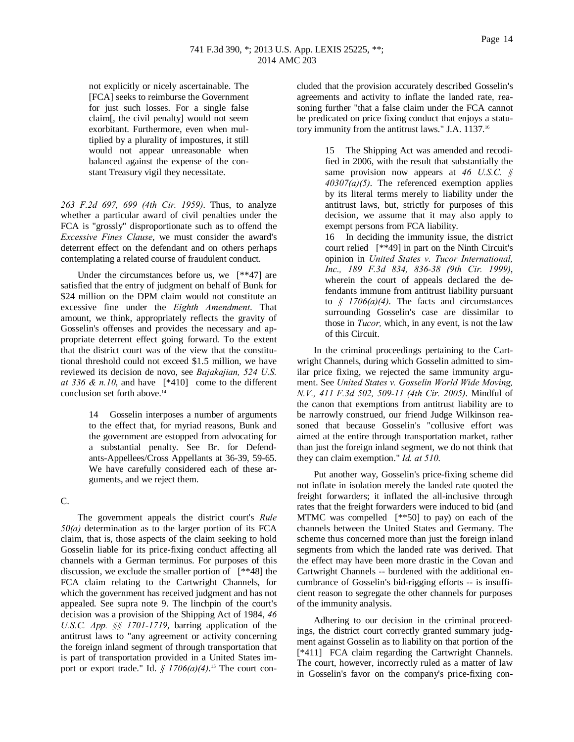> not explicitly or nicely ascertainable. The [FCA] seeks to reimburse the Government for just such losses. For a single false claim[, the civil penalty] would not seem exorbitant. Furthermore, even when multiplied by a plurality of impostures, it still would not appear unreasonable when balanced against the expense of the constant Treasury vigil they necessitate.

*263 F.2d 697, 699 (4th Cir. 1959)*. Thus, to analyze whether a particular award of civil penalties under the FCA is "grossly" disproportionate such as to offend the *Excessive Fines Clause*, we must consider the award's deterrent effect on the defendant and on others perhaps contemplating a related course of fraudulent conduct.

Under the circumstances before us, we [**47] are satisfied that the entry of judgment on behalf of Bunk for $24 million on the DPM claim would not constitute an excessive fine under the *Eighth Amendment*. That amount, we think, appropriately reflects the gravity of Gosselin's offenses and provides the necessary and appropriate deterrent effect going forward. To the extent that the district court was of the view that the constitutional threshold could not exceed $1.5 million, we have reviewed its decision de novo, see *Bajakajian, 524 U.S. at 336 & n.10*, and have [*410] come to the different conclusion set forth above.[14]

> 14 Gosselin interposes a number of arguments to the effect that, for myriad reasons, Bunk and the government are estopped from advocating for a substantial penalty. See Br. for Defendants-Appellees/Cross Appellants at 36-39, 59-65. We have carefully considered each of these arguments, and we reject them.

C.

The government appeals the district court's *Rule 50(a)* determination as to the larger portion of its FCA claim, that is, those aspects of the claim seeking to hold Gosselin liable for its price-fixing conduct affecting all channels with a German terminus. For purposes of this discussion, we exclude the smaller portion of [**48] the FCA claim relating to the Cartwright Channels, for which the government has received judgment and has not appealed. See supra note 9. The linchpin of the court's decision was a provision of the Shipping Act of 1984, *46 U.S.C. App. §§ 1701-1719*, barring application of the antitrust laws to "any agreement or activity concerning the foreign inland segment of through transportation that is part of transportation provided in a United States import or export trade." Id. *§ 1706(a)(4)*.[15] The court concluded that the provision accurately described Gosselin's agreements and activity to inflate the landed rate, reasoning further "that a false claim under the FCA cannot be predicated on price fixing conduct that enjoys a statutory immunity from the antitrust laws." J.A. 1137.[16]

> 15 The Shipping Act was amended and recodified in 2006, with the result that substantially the same provision now appears at *46 U.S.C. § 40307(a)(5)*. The referenced exemption applies by its literal terms merely to liability under the antitrust laws, but, strictly for purposes of this decision, we assume that it may also apply to exempt persons from FCA liability.
>
> 16 In deciding the immunity issue, the district court relied [**49] in part on the Ninth Circuit's opinion in *United States v. Tucor International, Inc., 189 F.3d 834, 836-38 (9th Cir. 1999)*, wherein the court of appeals declared the defendants immune from antitrust liability pursuant to *§ 1706(a)(4)*. The facts and circumstances surrounding Gosselin's case are dissimilar to those in *Tucor,* which, in any event, is not the law of this Circuit.

In the criminal proceedings pertaining to the Cartwright Channels, during which Gosselin admitted to similar price fixing, we rejected the same immunity argument. See *United States v. Gosselin World Wide Moving, N.V., 411 F.3d 502, 509-11 (4th Cir. 2005)*. Mindful of the canon that exemptions from antitrust liability are to be narrowly construed, our friend Judge Wilkinson reasoned that because Gosselin's "collusive effort was aimed at the entire through transportation market, rather than just the foreign inland segment, we do not think that they can claim exemption." *Id. at 510*.

Put another way, Gosselin's price-fixing scheme did not inflate in isolation merely the landed rate quoted the freight forwarders; it inflated the all-inclusive through rates that the freight forwarders were induced to bid (and MTMC was compelled [**50] to pay) on each of the channels between the United States and Germany. The scheme thus concerned more than just the foreign inland segments from which the landed rate was derived. That the effect may have been more drastic in the Covan and Cartwright Channels -- burdened with the additional encumbrance of Gosselin's bid-rigging efforts -- is insufficient reason to segregate the other channels for purposes of the immunity analysis.

Adhering to our decision in the criminal proceedings, the district court correctly granted summary judgment against Gosselin as to liability on that portion of the [*411] FCA claim regarding the Cartwright Channels. The court, however, incorrectly ruled as a matter of law in Gosselin's favor on the company's price-fixing con-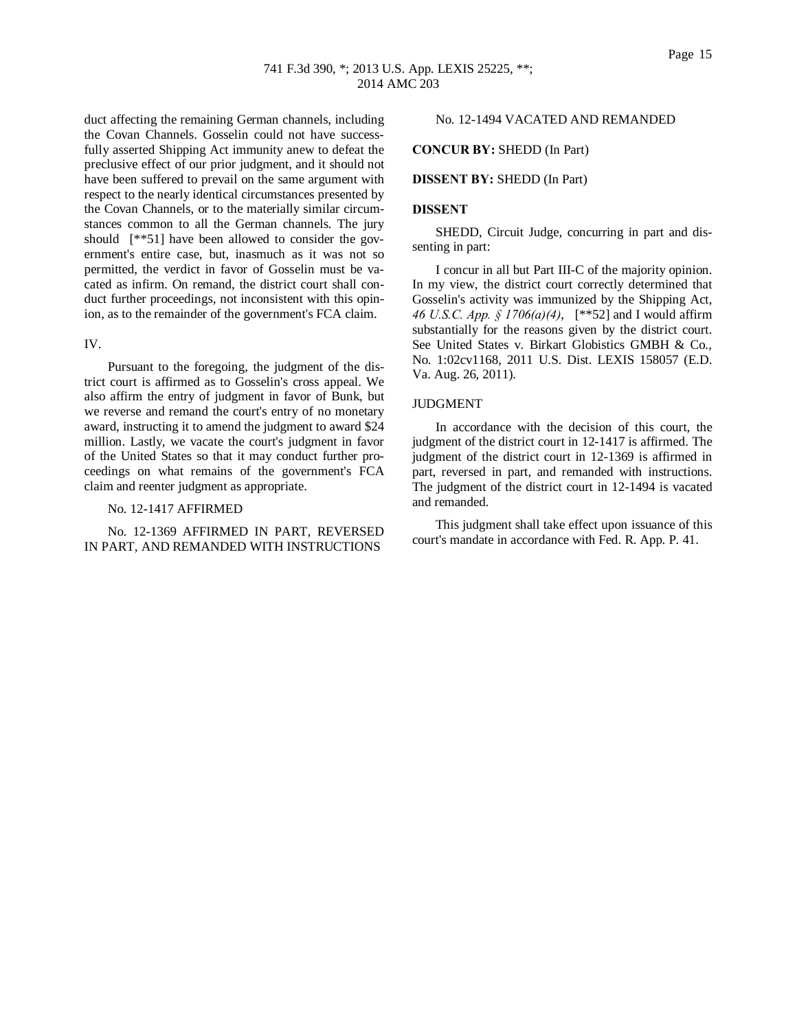duct affecting the remaining German channels, including the Covan Channels. Gosselin could not have successfully asserted Shipping Act immunity anew to defeat the preclusive effect of our prior judgment, and it should not have been suffered to prevail on the same argument with respect to the nearly identical circumstances presented by the Covan Channels, or to the materially similar circumstances common to all the German channels. The jury should [**51] have been allowed to consider the government's entire case, but, inasmuch as it was not so permitted, the verdict in favor of Gosselin must be vacated as infirm. On remand, the district court shall conduct further proceedings, not inconsistent with this opinion, as to the remainder of the government's FCA claim.

IV.

Pursuant to the foregoing, the judgment of the district court is affirmed as to Gosselin's cross appeal. We also affirm the entry of judgment in favor of Bunk, but we reverse and remand the court's entry of no monetary award, instructing it to amend the judgment to award $24 million. Lastly, we vacate the court's judgment in favor of the United States so that it may conduct further proceedings on what remains of the government's FCA claim and reenter judgment as appropriate.

No. 12-1417 AFFIRMED

No. 12-1369 AFFIRMED IN PART, REVERSED IN PART, AND REMANDED WITH INSTRUCTIONS

No. 12-1494 VACATED AND REMANDED

**CONCUR BY:** SHEDD (In Part)

**DISSENT BY:** SHEDD (In Part)

**DISSENT**

SHEDD, Circuit Judge, concurring in part and dissenting in part:

I concur in all but Part III-C of the majority opinion. In my view, the district court correctly determined that Gosselin's activity was immunized by the Shipping Act, *46 U.S.C. App. § 1706(a)(4)*, [**52] and I would affirm substantially for the reasons given by the district court. See United States v. Birkart Globistics GMBH & Co., No. 1:02cv1168, 2011 U.S. Dist. LEXIS 158057 (E.D. Va. Aug. 26, 2011).

JUDGMENT

In accordance with the decision of this court, the judgment of the district court in 12-1417 is affirmed. The judgment of the district court in 12-1369 is affirmed in part, reversed in part, and remanded with instructions. The judgment of the district court in 12-1494 is vacated and remanded.

This judgment shall take effect upon issuance of this court's mandate in accordance with Fed. R. App. P. 41.